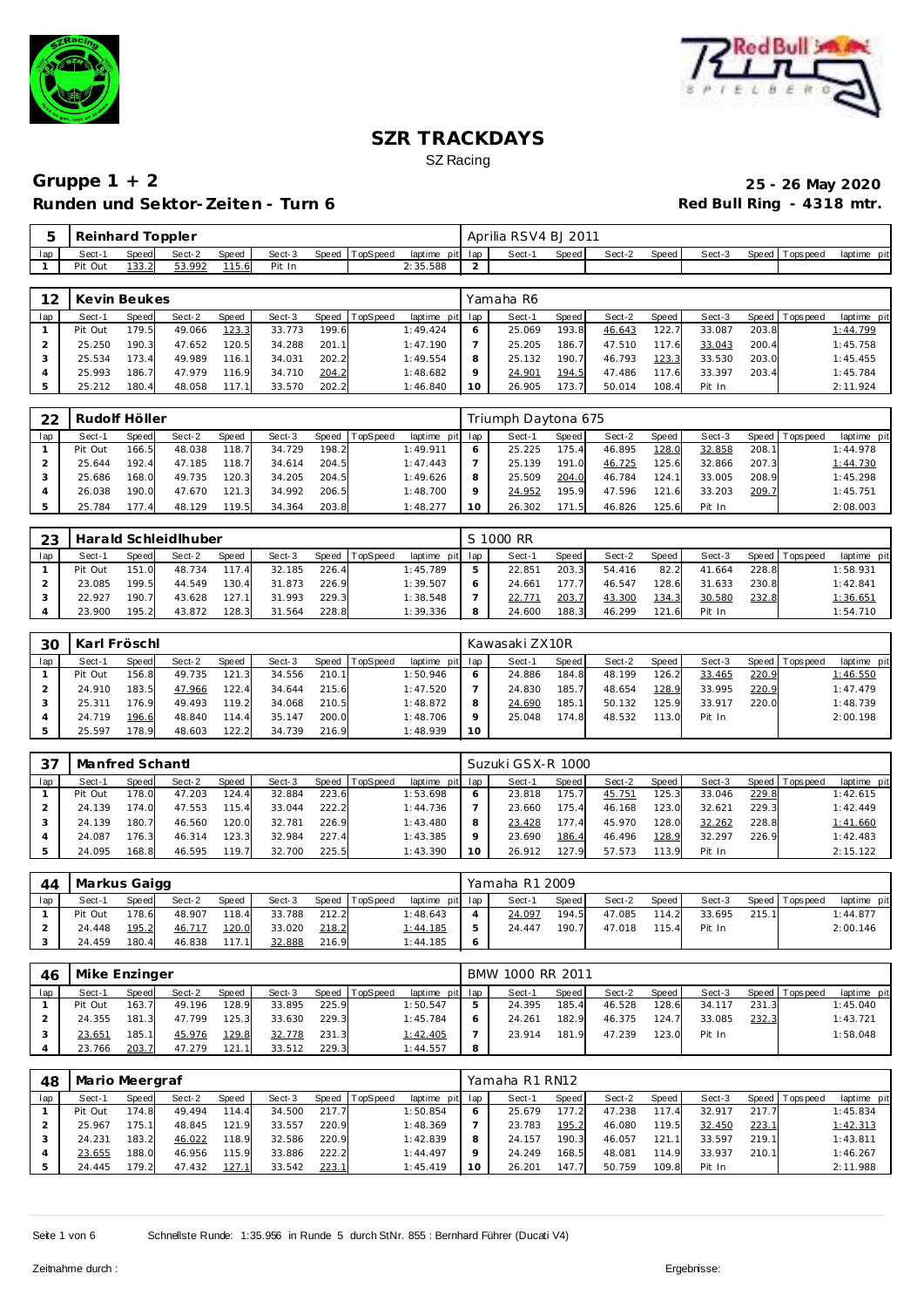# SZR TRACKDAYS

SZ Racing

## Gruppe 1 + 2

**25 - 26 May 2020**

### Runden und Sektor-Zeiten - Turn 6

**Red Bull Ring - 4318 mtr.**

| 5 | Reinhard Toppler | | | | | | | | Aprilia RSV4 BJ 2011 | | | | | | | | |
|---|---|---|---|---|---|---|---|---|---|---|---|---|---|---|---|---|---|
| lap | Sect-1 | Speed | Sect-2 | Speed | Sect-3 | Speed | TopSpeed | laptime pit | lap | Sect-1 | Speed | Sect-2 | Speed | Sect-3 | Speed | Topspeed | laptime pit |
| 1 | Pit Out | 133.2 | 53.992 | 115.6 | Pit In | | | 2:35.588 | 2 | | | | | | | | |

| 12 | Kevin Beukes | | | | | | | | Yamaha R6 | | | | | | | | |
|---|---|---|---|---|---|---|---|---|---|---|---|---|---|---|---|---|---|
| lap | Sect-1 | Speed | Sect-2 | Speed | Sect-3 | Speed | TopSpeed | laptime pit | lap | Sect-1 | Speed | Sect-2 | Speed | Sect-3 | Speed | Topspeed | laptime pit |
| 1 | Pit Out | 179.5 | 49.066 | 123.3 | 33.773 | 199.6 | | 1:49.424 | 6 | 25.069 | 193.8 | 46.643 | 122.7 | 33.087 | 203.8 | | 1:44.799 |
| 2 | 25.250 | 190.3 | 47.652 | 120.5 | 34.288 | 201.1 | | 1:47.190 | 7 | 25.205 | 186.7 | 47.510 | 117.6 | 33.043 | 200.4 | | 1:45.758 |
| 3 | 25.534 | 173.4 | 49.989 | 116.1 | 34.031 | 202.2 | | 1:49.554 | 8 | 25.132 | 190.7 | 46.793 | 123.3 | 33.530 | 203.0 | | 1:45.455 |
| 4 | 25.993 | 186.7 | 47.979 | 116.9 | 34.710 | 204.2 | | 1:48.682 | 9 | 24.901 | 194.5 | 47.486 | 117.6 | 33.397 | 203.4 | | 1:45.784 |
| 5 | 25.212 | 180.4 | 48.058 | 117.1 | 33.570 | 202.2 | | 1:46.840 | 10 | 26.905 | 173.7 | 50.014 | 108.4 | Pit In | | | 2:11.924 |

| 22 | Rudolf Höller | | | | | | | | Triumph Daytona 675 | | | | | | | | |
|---|---|---|---|---|---|---|---|---|---|---|---|---|---|---|---|---|---|
| lap | Sect-1 | Speed | Sect-2 | Speed | Sect-3 | Speed | TopSpeed | laptime pit | lap | Sect-1 | Speed | Sect-2 | Speed | Sect-3 | Speed | Topspeed | laptime pit |
| 1 | Pit Out | 166.5 | 48.038 | 118.7 | 34.729 | 198.2 | | 1:49.911 | 6 | 25.225 | 175.4 | 46.895 | 128.0 | 32.858 | 208.1 | | 1:44.978 |
| 2 | 25.644 | 192.4 | 47.185 | 118.7 | 34.614 | 204.5 | | 1:47.443 | 7 | 25.139 | 191.0 | 46.725 | 125.6 | 32.866 | 207.3 | | 1:44.730 |
| 3 | 25.686 | 168.0 | 49.735 | 120.3 | 34.205 | 204.5 | | 1:49.626 | 8 | 25.509 | 204.0 | 46.784 | 124.1 | 33.005 | 208.9 | | 1:45.298 |
| 4 | 26.038 | 190.0 | 47.670 | 121.3 | 34.992 | 206.5 | | 1:48.700 | 9 | 24.952 | 195.9 | 47.596 | 121.6 | 33.203 | 209.7 | | 1:45.751 |
| 5 | 25.784 | 177.4 | 48.129 | 119.5 | 34.364 | 203.8 | | 1:48.277 | 10 | 26.302 | 171.5 | 46.826 | 125.6 | Pit In | | | 2:08.003 |

| 23 | Harald Schleidlhuber | | | | | | | | S 1000 RR | | | | | | | | |
|---|---|---|---|---|---|---|---|---|---|---|---|---|---|---|---|---|---|
| lap | Sect-1 | Speed | Sect-2 | Speed | Sect-3 | Speed | TopSpeed | laptime pit | lap | Sect-1 | Speed | Sect-2 | Speed | Sect-3 | Speed | Topspeed | laptime pit |
| 1 | Pit Out | 151.0 | 48.734 | 117.4 | 32.185 | 226.4 | | 1:45.789 | 5 | 22.851 | 203.3 | 54.416 | 82.2 | 41.664 | 228.8 | | 1:58.931 |
| 2 | 23.085 | 199.5 | 44.549 | 130.4 | 31.873 | 226.9 | | 1:39.507 | 6 | 24.661 | 177.7 | 46.547 | 128.6 | 31.633 | 230.8 | | 1:42.841 |
| 3 | 22.927 | 190.7 | 43.628 | 127.1 | 31.993 | 229.3 | | 1:38.548 | 7 | 22.771 | 203.7 | 43.300 | 134.3 | 30.580 | 232.8 | | 1:36.651 |
| 4 | 23.900 | 195.2 | 43.872 | 128.3 | 31.564 | 228.8 | | 1:39.336 | 8 | 24.600 | 188.3 | 46.299 | 121.6 | Pit In | | | 1:54.710 |

| 30 | Karl Fröschl | | | | | | | | Kawasaki ZX10R | | | | | | | | |
|---|---|---|---|---|---|---|---|---|---|---|---|---|---|---|---|---|---|
| lap | Sect-1 | Speed | Sect-2 | Speed | Sect-3 | Speed | TopSpeed | laptime pit | lap | Sect-1 | Speed | Sect-2 | Speed | Sect-3 | Speed | Topspeed | laptime pit |
| 1 | Pit Out | 156.8 | 49.735 | 121.3 | 34.556 | 210.1 | | 1:50.946 | 6 | 24.886 | 184.8 | 48.199 | 126.2 | 33.465 | 220.9 | | 1:46.550 |
| 2 | 24.910 | 183.5 | 47.966 | 122.4 | 34.644 | 215.6 | | 1:47.520 | 7 | 24.830 | 185.7 | 48.654 | 128.9 | 33.995 | 220.9 | | 1:47.479 |
| 3 | 25.311 | 176.9 | 49.493 | 119.2 | 34.068 | 210.5 | | 1:48.872 | 8 | 24.690 | 185.1 | 50.132 | 125.9 | 33.917 | 220.0 | | 1:48.739 |
| 4 | 24.719 | 196.6 | 48.840 | 114.4 | 35.147 | 200.0 | | 1:48.706 | 9 | 25.048 | 174.8 | 48.532 | 113.0 | Pit In | | | 2:00.198 |
| 5 | 25.597 | 178.9 | 48.603 | 122.2 | 34.739 | 216.9 | | 1:48.939 | 10 | | | | | | | | |

| 37 | Manfred Schantl | | | | | | | | Suzuki GSX-R 1000 | | | | | | | | |
|---|---|---|---|---|---|---|---|---|---|---|---|---|---|---|---|---|---|
| lap | Sect-1 | Speed | Sect-2 | Speed | Sect-3 | Speed | TopSpeed | laptime pit | lap | Sect-1 | Speed | Sect-2 | Speed | Sect-3 | Speed | Topspeed | laptime pit |
| 1 | Pit Out | 178.0 | 47.203 | 124.4 | 32.884 | 223.6 | | 1:53.698 | 6 | 23.818 | 175.7 | 45.751 | 125.3 | 33.046 | 229.8 | | 1:42.615 |
| 2 | 24.139 | 174.0 | 47.553 | 115.4 | 33.044 | 222.2 | | 1:44.736 | 7 | 23.660 | 175.4 | 46.168 | 123.0 | 32.621 | 229.3 | | 1:42.449 |
| 3 | 24.139 | 180.7 | 46.560 | 120.0 | 32.781 | 226.9 | | 1:43.480 | 8 | 23.428 | 177.4 | 45.970 | 128.0 | 32.262 | 228.8 | | 1:41.660 |
| 4 | 24.087 | 176.3 | 46.314 | 123.3 | 32.984 | 227.4 | | 1:43.385 | 9 | 23.690 | 186.4 | 46.496 | 128.9 | 32.297 | 226.9 | | 1:42.483 |
| 5 | 24.095 | 168.8 | 46.595 | 119.7 | 32.700 | 225.5 | | 1:43.390 | 10 | 26.912 | 127.9 | 57.573 | 113.9 | Pit In | | | 2:15.122 |

| 44 | Markus Gaigg | | | | | | | | Yamaha R1 2009 | | | | | | | | |
|---|---|---|---|---|---|---|---|---|---|---|---|---|---|---|---|---|---|
| lap | Sect-1 | Speed | Sect-2 | Speed | Sect-3 | Speed | TopSpeed | laptime pit | lap | Sect-1 | Speed | Sect-2 | Speed | Sect-3 | Speed | Topspeed | laptime pit |
| 1 | Pit Out | 178.6 | 48.907 | 118.4 | 33.788 | 212.2 | | 1:48.643 | 4 | 24.097 | 194.5 | 47.085 | 114.2 | 33.695 | 215.1 | | 1:44.877 |
| 2 | 24.448 | 195.2 | 46.717 | 120.0 | 33.020 | 218.2 | | 1:44.185 | 5 | 24.447 | 190.7 | 47.018 | 115.4 | Pit In | | | 2:00.146 |
| 3 | 24.459 | 180.4 | 46.838 | 117.1 | 32.888 | 216.9 | | 1:44.185 | 6 | | | | | | | | |

| 46 | Mike Enzinger | | | | | | | | BMW 1000 RR 2011 | | | | | | | | |
|---|---|---|---|---|---|---|---|---|---|---|---|---|---|---|---|---|---|
| lap | Sect-1 | Speed | Sect-2 | Speed | Sect-3 | Speed | TopSpeed | laptime pit | lap | Sect-1 | Speed | Sect-2 | Speed | Sect-3 | Speed | Topspeed | laptime pit |
| 1 | Pit Out | 163.7 | 49.196 | 128.9 | 33.895 | 225.9 | | 1:50.547 | 5 | 24.395 | 185.4 | 46.528 | 128.6 | 34.117 | 231.3 | | 1:45.040 |
| 2 | 24.355 | 181.3 | 47.799 | 125.3 | 33.630 | 229.3 | | 1:45.784 | 6 | 24.261 | 182.9 | 46.375 | 124.7 | 33.085 | 232.3 | | 1:43.721 |
| 3 | 23.651 | 185.1 | 45.976 | 129.8 | 32.778 | 231.3 | | 1:42.405 | 7 | 23.914 | 181.9 | 47.239 | 123.0 | Pit In | | | 1:58.048 |
| 4 | 23.766 | 203.7 | 47.279 | 121.1 | 33.512 | 229.3 | | 1:44.557 | 8 | | | | | | | | |

| 48 | Mario Meergraf | | | | | | | | Yamaha R1 RN12 | | | | | | | | |
|---|---|---|---|---|---|---|---|---|---|---|---|---|---|---|---|---|---|
| lap | Sect-1 | Speed | Sect-2 | Speed | Sect-3 | Speed | TopSpeed | laptime pit | lap | Sect-1 | Speed | Sect-2 | Speed | Sect-3 | Speed | Topspeed | laptime pit |
| 1 | Pit Out | 174.8 | 49.494 | 114.4 | 34.500 | 217.7 | | 1:50.854 | 6 | 25.679 | 177.2 | 47.238 | 117.4 | 32.917 | 217.7 | | 1:45.834 |
| 2 | 25.967 | 175.1 | 48.845 | 121.9 | 33.557 | 220.9 | | 1:48.369 | 7 | 23.783 | 195.2 | 46.080 | 119.5 | 32.450 | 223.1 | | 1:42.313 |
| 3 | 24.231 | 183.2 | 46.022 | 118.9 | 32.586 | 220.9 | | 1:42.839 | 8 | 24.157 | 190.3 | 46.057 | 121.1 | 33.597 | 219.1 | | 1:43.811 |
| 4 | 23.655 | 188.0 | 46.956 | 115.9 | 33.886 | 222.2 | | 1:44.497 | 9 | 24.249 | 168.5 | 48.081 | 114.9 | 33.937 | 210.1 | | 1:46.267 |
| 5 | 24.445 | 179.2 | 47.432 | 127.1 | 33.542 | 223.1 | | 1:45.419 | 10 | 26.201 | 147.7 | 50.759 | 109.8 | Pit In | | | 2:11.988 |

Schnellste Runde: 1:35.956 in Runde 5 durch StNr. 855 : Bernhard Führer (Ducati V4)

Zeitnahme durch :

Ergebnisse: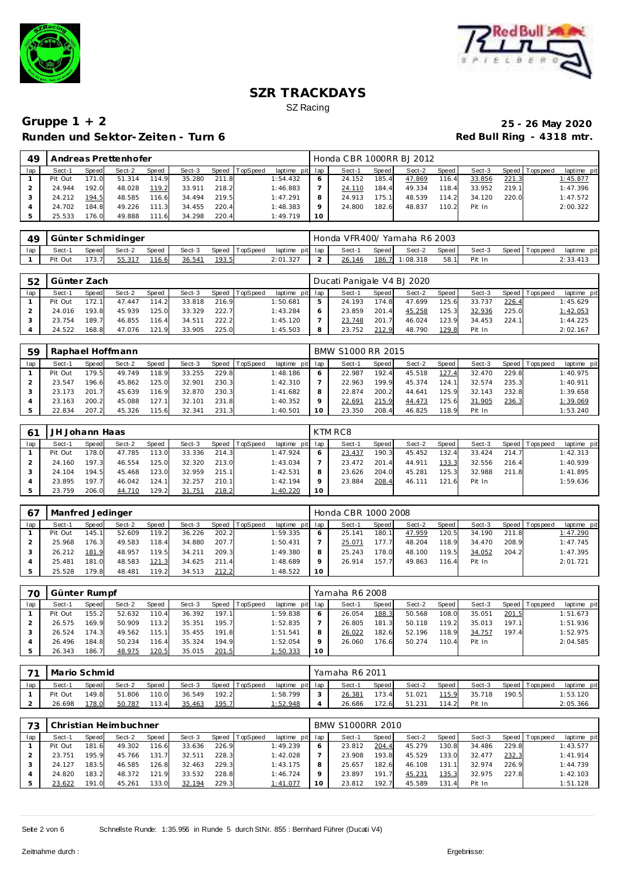# SZR TRACKDAYS

SZ Racing

## Gruppe 1 + 2

**25 - 26 May 2020**

**Runden und Sektor-Zeiten - Turn 6**

**Red Bull Ring - 4318 mtr.**

| 49 | Andreas Prettenhofer | | | | | | | | Honda CBR 1000RR BJ 2012 | | | | | | | | |
|---|---|---|---|---|---|---|---|---|---|---|---|---|---|---|---|---|---|
| lap | Sect-1 | Speed | Sect-2 | Speed | Sect-3 | Speed | TopSpeed | laptime pit | lap | Sect-1 | Speed | Sect-2 | Speed | Sect-3 | Speed | Topspeed | laptime pit |
| 1 | Pit Out | 171.0 | 51.314 | 114.9 | 35.280 | 211.8 | | 1:54.432 | 6 | 24.152 | 185.4 | 47.869 | 116.4 | 33.856 | 221.3 | | 1:45.877 |
| 2 | 24.944 | 192.0 | 48.028 | 119.2 | 33.911 | 218.2 | | 1:46.883 | 7 | 24.110 | 184.4 | 49.334 | 118.4 | 33.952 | 219.1 | | 1:47.396 |
| 3 | 24.212 | 194.5 | 48.585 | 116.6 | 34.494 | 219.5 | | 1:47.291 | 8 | 24.913 | 175.1 | 48.539 | 114.2 | 34.120 | 220.0 | | 1:47.572 |
| 4 | 24.702 | 184.8 | 49.226 | 111.3 | 34.455 | 220.4 | | 1:48.383 | 9 | 24.800 | 182.6 | 48.837 | 110.2 | Pit In | | | 2:00.322 |
| 5 | 25.533 | 176.0 | 49.888 | 111.6 | 34.298 | 220.4 | | 1:49.719 | 10 | | | | | | | | |

| 49 | Günter Schmidinger | | | | | | | | Honda VFR400/ Yamaha R6 2003 | | | | | | | | |
|---|---|---|---|---|---|---|---|---|---|---|---|---|---|---|---|---|---|
| lap | Sect-1 | Speed | Sect-2 | Speed | Sect-3 | Speed | TopSpeed | laptime pit | lap | Sect-1 | Speed | Sect-2 | Speed | Sect-3 | Speed | Topspeed | laptime pit |
| 1 | Pit Out | 173.7 | 55.317 | 116.6 | 36.541 | 193.5 | | 2:01.327 | 2 | 26.146 | 186.7 | 1:08.318 | 58.1 | Pit In | | | 2:33.413 |

| 52 | Günter Zach | | | | | | | | Ducati Panigale V4 BJ 2020 | | | | | | | | |
|---|---|---|---|---|---|---|---|---|---|---|---|---|---|---|---|---|---|
| lap | Sect-1 | Speed | Sect-2 | Speed | Sect-3 | Speed | TopSpeed | laptime pit | lap | Sect-1 | Speed | Sect-2 | Speed | Sect-3 | Speed | Topspeed | laptime pit |
| 1 | Pit Out | 172.1 | 47.447 | 114.2 | 33.818 | 216.9 | | 1:50.681 | 5 | 24.193 | 174.8 | 47.699 | 125.6 | 33.737 | 226.4 | | 1:45.629 |
| 2 | 24.016 | 193.8 | 45.939 | 125.0 | 33.329 | 222.7 | | 1:43.284 | 6 | 23.859 | 201.4 | 45.258 | 125.3 | 32.936 | 225.0 | | 1:42.053 |
| 3 | 23.754 | 189.7 | 46.855 | 116.4 | 34.511 | 222.2 | | 1:45.120 | 7 | 23.748 | 201.7 | 46.024 | 123.9 | 34.453 | 224.1 | | 1:44.225 |
| 4 | 24.522 | 168.8 | 47.076 | 121.9 | 33.905 | 225.0 | | 1:45.503 | 8 | 23.752 | 212.9 | 48.790 | 129.8 | Pit In | | | 2:02.167 |

| 59 | Raphael Hoffmann | | | | | | | | BMW S1000 RR 2015 | | | | | | | | |
|---|---|---|---|---|---|---|---|---|---|---|---|---|---|---|---|---|---|
| lap | Sect-1 | Speed | Sect-2 | Speed | Sect-3 | Speed | TopSpeed | laptime pit | lap | Sect-1 | Speed | Sect-2 | Speed | Sect-3 | Speed | Topspeed | laptime pit |
| 1 | Pit Out | 179.5 | 49.749 | 118.9 | 33.255 | 229.8 | | 1:48.186 | 6 | 22.987 | 192.4 | 45.518 | 127.4 | 32.470 | 229.8 | | 1:40.975 |
| 2 | 23.547 | 196.6 | 45.862 | 125.0 | 32.901 | 230.3 | | 1:42.310 | 7 | 22.963 | 199.9 | 45.374 | 124.1 | 32.574 | 235.3 | | 1:40.911 |
| 3 | 23.173 | 201.7 | 45.639 | 116.9 | 32.870 | 230.3 | | 1:41.682 | 8 | 22.874 | 200.2 | 44.641 | 125.9 | 32.143 | 232.8 | | 1:39.658 |
| 4 | 23.163 | 200.2 | 45.088 | 127.1 | 32.101 | 231.8 | | 1:40.352 | 9 | 22.691 | 215.9 | 44.473 | 125.6 | 31.905 | 236.3 | | 1:39.069 |
| 5 | 22.834 | 207.2 | 45.326 | 115.6 | 32.341 | 231.3 | | 1:40.501 | 10 | 23.350 | 208.4 | 46.825 | 118.9 | Pit In | | | 1:53.240 |

| 61 | JH Johann Haas | | | | | | | | KTM RC8 | | | | | | | | |
|---|---|---|---|---|---|---|---|---|---|---|---|---|---|---|---|---|---|
| lap | Sect-1 | Speed | Sect-2 | Speed | Sect-3 | Speed | TopSpeed | laptime pit | lap | Sect-1 | Speed | Sect-2 | Speed | Sect-3 | Speed | Topspeed | laptime pit |
| 1 | Pit Out | 178.0 | 47.785 | 113.0 | 33.336 | 214.3 | | 1:47.924 | 6 | 23.437 | 190.3 | 45.452 | 132.4 | 33.424 | 214.7 | | 1:42.313 |
| 2 | 24.160 | 197.3 | 46.554 | 125.0 | 32.320 | 213.0 | | 1:43.034 | 7 | 23.472 | 201.4 | 44.911 | 133.3 | 32.556 | 216.4 | | 1:40.939 |
| 3 | 24.104 | 194.5 | 45.468 | 123.0 | 32.959 | 215.1 | | 1:42.531 | 8 | 23.626 | 204.0 | 45.281 | 125.3 | 32.988 | 211.8 | | 1:41.895 |
| 4 | 23.895 | 197.7 | 46.042 | 124.1 | 32.257 | 210.1 | | 1:42.194 | 9 | 23.884 | 208.4 | 46.111 | 121.6 | Pit In | | | 1:59.636 |
| 5 | 23.759 | 206.0 | 44.710 | 129.2 | 31.751 | 218.2 | | 1:40.220 | 10 | | | | | | | | |

| 67 | Manfred Jedinger | | | | | | | | Honda CBR 1000 2008 | | | | | | | | |
|---|---|---|---|---|---|---|---|---|---|---|---|---|---|---|---|---|---|
| lap | Sect-1 | Speed | Sect-2 | Speed | Sect-3 | Speed | TopSpeed | laptime pit | lap | Sect-1 | Speed | Sect-2 | Speed | Sect-3 | Speed | Topspeed | laptime pit |
| 1 | Pit Out | 145.1 | 52.609 | 119.2 | 36.226 | 202.2 | | 1:59.335 | 6 | 25.141 | 180.1 | 47.959 | 120.5 | 34.190 | 211.8 | | 1:47.290 |
| 2 | 25.968 | 176.3 | 49.583 | 118.4 | 34.880 | 207.7 | | 1:50.431 | 7 | 25.071 | 177.7 | 48.204 | 118.9 | 34.470 | 208.9 | | 1:47.745 |
| 3 | 26.212 | 181.9 | 48.957 | 119.5 | 34.211 | 209.3 | | 1:49.380 | 8 | 25.243 | 178.0 | 48.100 | 119.5 | 34.052 | 204.2 | | 1:47.395 |
| 4 | 25.481 | 181.0 | 48.583 | 121.3 | 34.625 | 211.4 | | 1:48.689 | 9 | 26.914 | 157.7 | 49.863 | 116.4 | Pit In | | | 2:01.721 |
| 5 | 25.528 | 179.8 | 48.481 | 119.2 | 34.513 | 212.2 | | 1:48.522 | 10 | | | | | | | | |

| 70 | Günter Rumpf | | | | | | | | Yamaha R6 2008 | | | | | | | | |
|---|---|---|---|---|---|---|---|---|---|---|---|---|---|---|---|---|---|
| lap | Sect-1 | Speed | Sect-2 | Speed | Sect-3 | Speed | TopSpeed | laptime pit | lap | Sect-1 | Speed | Sect-2 | Speed | Sect-3 | Speed | Topspeed | laptime pit |
| 1 | Pit Out | 155.2 | 52.632 | 110.4 | 36.392 | 197.1 | | 1:59.838 | 6 | 26.054 | 188.3 | 50.568 | 108.0 | 35.051 | 201.5 | | 1:51.673 |
| 2 | 26.575 | 169.9 | 50.909 | 113.2 | 35.351 | 195.7 | | 1:52.835 | 7 | 26.805 | 181.3 | 50.118 | 119.2 | 35.013 | 197.1 | | 1:51.936 |
| 3 | 26.524 | 174.3 | 49.562 | 115.1 | 35.455 | 191.8 | | 1:51.541 | 8 | 26.022 | 182.6 | 52.196 | 118.9 | 34.757 | 197.4 | | 1:52.975 |
| 4 | 26.496 | 184.8 | 50.234 | 116.4 | 35.324 | 194.9 | | 1:52.054 | 9 | 26.060 | 176.6 | 50.274 | 110.4 | Pit In | | | 2:04.585 |
| 5 | 26.343 | 186.7 | 48.975 | 120.5 | 35.015 | 201.5 | | 1:50.333 | 10 | | | | | | | | |

| 71 | Mario Schmid | | | | | | | | Yamaha R6 2011 | | | | | | | | |
|---|---|---|---|---|---|---|---|---|---|---|---|---|---|---|---|---|---|
| lap | Sect-1 | Speed | Sect-2 | Speed | Sect-3 | Speed | TopSpeed | laptime pit | lap | Sect-1 | Speed | Sect-2 | Speed | Sect-3 | Speed | Topspeed | laptime pit |
| 1 | Pit Out | 149.8 | 51.806 | 110.0 | 36.549 | 192.2 | | 1:58.799 | 3 | 26.381 | 173.4 | 51.021 | 115.9 | 35.718 | 190.5 | | 1:53.120 |
| 2 | 26.698 | 178.0 | 50.787 | 113.4 | 35.463 | 195.7 | | 1:52.948 | 4 | 26.686 | 172.6 | 51.231 | 114.2 | Pit In | | | 2:05.366 |

| 73 | Christian Heimbuchner | | | | | | | | BMW S1000RR 2010 | | | | | | | | |
|---|---|---|---|---|---|---|---|---|---|---|---|---|---|---|---|---|---|
| lap | Sect-1 | Speed | Sect-2 | Speed | Sect-3 | Speed | TopSpeed | laptime pit | lap | Sect-1 | Speed | Sect-2 | Speed | Sect-3 | Speed | Topspeed | laptime pit |
| 1 | Pit Out | 181.6 | 49.302 | 116.6 | 33.636 | 226.9 | | 1:49.239 | 6 | 23.812 | 204.4 | 45.279 | 130.8 | 34.486 | 229.8 | | 1:43.577 |
| 2 | 23.751 | 195.9 | 45.766 | 131.7 | 32.511 | 228.3 | | 1:42.028 | 7 | 23.908 | 193.8 | 45.529 | 133.0 | 32.477 | 232.3 | | 1:41.914 |
| 3 | 24.127 | 183.5 | 46.585 | 126.8 | 32.463 | 229.3 | | 1:43.175 | 8 | 25.657 | 182.6 | 46.108 | 131.1 | 32.974 | 226.9 | | 1:44.739 |
| 4 | 24.820 | 183.2 | 48.372 | 121.9 | 33.532 | 228.8 | | 1:46.724 | 9 | 23.897 | 191.7 | 45.231 | 135.3 | 32.975 | 227.8 | | 1:42.103 |
| 5 | 23.622 | 191.0 | 45.261 | 133.0 | 32.194 | 229.3 | | 1:41.077 | 10 | 23.812 | 192.7 | 45.589 | 131.4 | Pit In | | | 1:51.128 |

Schnellste Runde: 1:35.956 in Runde 5 durch StNr. 855 : Bernhard Führer (Ducati V4)

Zeitnahme durch :

Ergebnisse: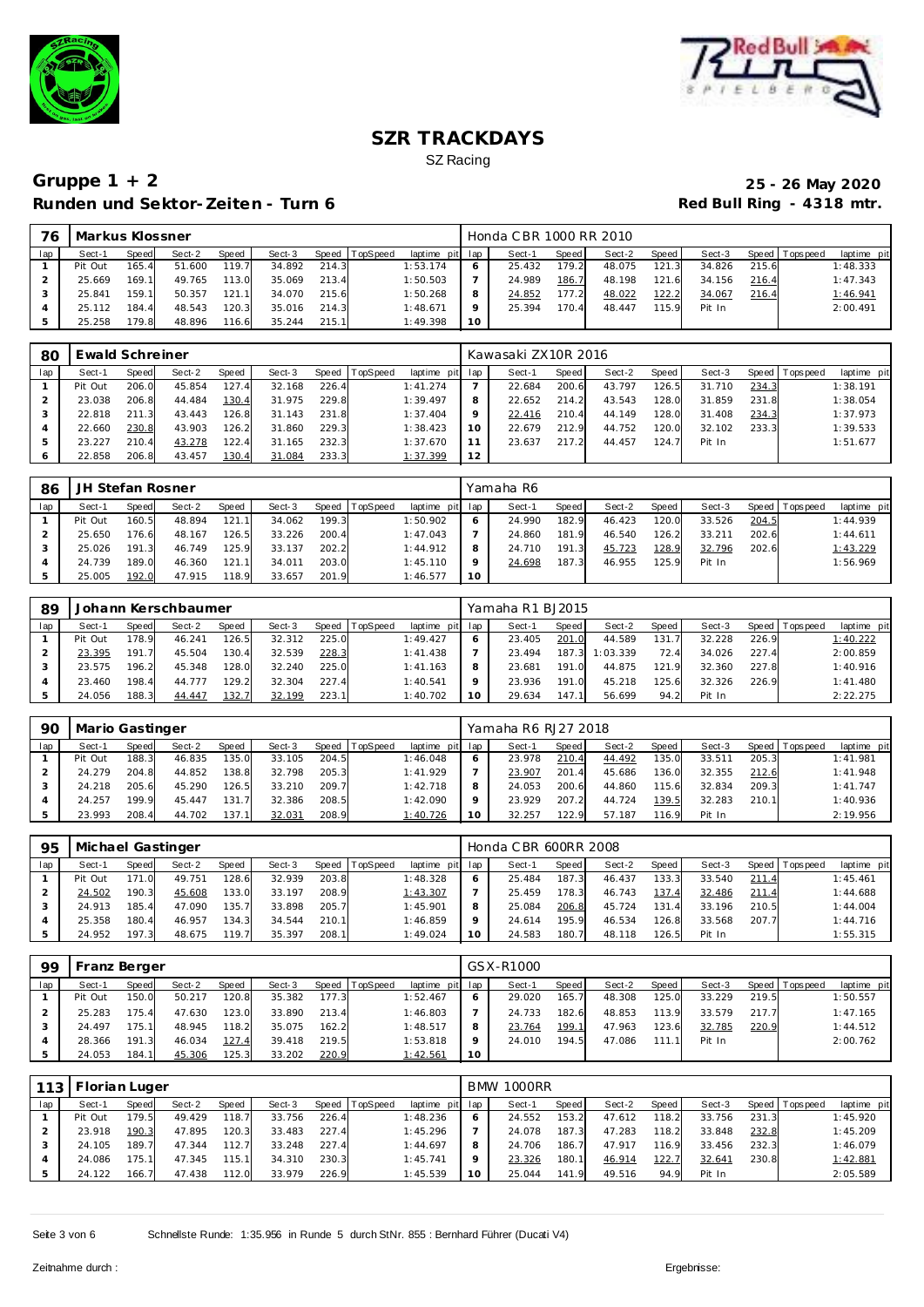# SZR TRACKDAYS

SZ Racing

## Gruppe 1 + 2 — 25 - 26 May 2020

## Runden und Sektor-Zeiten - Turn 6 — Red Bull Ring - 4318 mtr.

| 76 | Markus Klossner | | | | | | | | Honda CBR 1000 RR 2010 | | | | | | | | |
|---|---|---|---|---|---|---|---|---|---|---|---|---|---|---|---|---|---|
| lap | Sect-1 | Speed | Sect-2 | Speed | Sect-3 | Speed | TopSpeed | laptime pit | lap | Sect-1 | Speed | Sect-2 | Speed | Sect-3 | Speed | Topspeed | laptime pit |
| 1 | Pit Out | 165.4 | 51.600 | 119.7 | 34.892 | 214.3 | | 1:53.174 | 6 | 25.432 | 179.2 | 48.075 | 121.3 | 34.826 | 215.6 | | 1:48.333 |
| 2 | 25.669 | 169.1 | 49.765 | 113.0 | 35.069 | 213.4 | | 1:50.503 | 7 | 24.989 | 186.7 | 48.198 | 121.6 | 34.156 | 216.4 | | 1:47.343 |
| 3 | 25.841 | 159.1 | 50.357 | 121.1 | 34.070 | 215.6 | | 1:50.268 | 8 | 24.852 | 177.2 | 48.022 | 122.2 | 34.067 | 216.4 | | 1:46.941 |
| 4 | 25.112 | 184.4 | 48.543 | 120.3 | 35.016 | 214.3 | | 1:48.671 | 9 | 25.394 | 170.4 | 48.447 | 115.9 | Pit In | | | 2:00.491 |
| 5 | 25.258 | 179.8 | 48.896 | 116.6 | 35.244 | 215.1 | | 1:49.398 | 10 | | | | | | | | |

| 80 | Ewald Schreiner | | | | | | | | Kawasaki ZX10R 2016 | | | | | | | | |
|---|---|---|---|---|---|---|---|---|---|---|---|---|---|---|---|---|---|
| lap | Sect-1 | Speed | Sect-2 | Speed | Sect-3 | Speed | TopSpeed | laptime pit | lap | Sect-1 | Speed | Sect-2 | Speed | Sect-3 | Speed | Topspeed | laptime pit |
| 1 | Pit Out | 206.0 | 45.854 | 127.4 | 32.168 | 226.4 | | 1:41.274 | 7 | 22.684 | 200.6 | 43.797 | 126.5 | 31.710 | 234.3 | | 1:38.191 |
| 2 | 23.038 | 206.8 | 44.484 | 130.4 | 31.975 | 229.8 | | 1:39.497 | 8 | 22.652 | 214.2 | 43.543 | 128.0 | 31.859 | 231.8 | | 1:38.054 |
| 3 | 22.818 | 211.3 | 43.443 | 126.8 | 31.143 | 231.8 | | 1:37.404 | 9 | 22.416 | 210.4 | 44.149 | 128.0 | 31.408 | 234.3 | | 1:37.973 |
| 4 | 22.660 | 230.8 | 43.903 | 126.2 | 31.860 | 229.3 | | 1:38.423 | 10 | 22.679 | 212.9 | 44.752 | 120.0 | 32.102 | 233.3 | | 1:39.533 |
| 5 | 23.227 | 210.4 | 43.278 | 122.4 | 31.165 | 232.3 | | 1:37.670 | 11 | 23.637 | 217.2 | 44.457 | 124.7 | Pit In | | | 1:51.677 |
| 6 | 22.858 | 206.8 | 43.457 | 130.4 | 31.084 | 233.3 | | 1:37.399 | 12 | | | | | | | | |

| 86 | JH Stefan Rosner | | | | | | | | Yamaha R6 | | | | | | | | |
|---|---|---|---|---|---|---|---|---|---|---|---|---|---|---|---|---|---|
| lap | Sect-1 | Speed | Sect-2 | Speed | Sect-3 | Speed | TopSpeed | laptime pit | lap | Sect-1 | Speed | Sect-2 | Speed | Sect-3 | Speed | Topspeed | laptime pit |
| 1 | Pit Out | 160.5 | 48.894 | 121.1 | 34.062 | 199.3 | | 1:50.902 | 6 | 24.990 | 182.9 | 46.423 | 120.0 | 33.526 | 204.5 | | 1:44.939 |
| 2 | 25.650 | 176.6 | 48.167 | 126.5 | 33.226 | 200.4 | | 1:47.043 | 7 | 24.860 | 181.9 | 46.540 | 126.2 | 33.211 | 202.6 | | 1:44.611 |
| 3 | 25.026 | 191.3 | 46.749 | 125.9 | 33.137 | 202.2 | | 1:44.912 | 8 | 24.710 | 191.3 | 45.723 | 128.9 | 32.796 | 202.6 | | 1:43.229 |
| 4 | 24.739 | 189.0 | 46.360 | 121.1 | 34.011 | 203.0 | | 1:45.110 | 9 | 24.698 | 187.3 | 46.955 | 125.9 | Pit In | | | 1:56.969 |
| 5 | 25.005 | 192.0 | 47.915 | 118.9 | 33.657 | 201.9 | | 1:46.577 | 10 | | | | | | | | |

| 89 | Johann Kerschbaumer | | | | | | | | Yamaha R1 BJ2015 | | | | | | | | |
|---|---|---|---|---|---|---|---|---|---|---|---|---|---|---|---|---|---|
| lap | Sect-1 | Speed | Sect-2 | Speed | Sect-3 | Speed | TopSpeed | laptime pit | lap | Sect-1 | Speed | Sect-2 | Speed | Sect-3 | Speed | Topspeed | laptime pit |
| 1 | Pit Out | 178.9 | 46.241 | 126.5 | 32.312 | 225.0 | | 1:49.427 | 6 | 23.405 | 201.0 | 44.589 | 131.7 | 32.228 | 226.9 | | 1:40.222 |
| 2 | 23.395 | 191.7 | 45.504 | 130.4 | 32.539 | 228.3 | | 1:41.438 | 7 | 23.494 | 187.3 | 1:03.339 | 72.4 | 34.026 | 227.4 | | 2:00.859 |
| 3 | 23.575 | 196.2 | 45.348 | 128.0 | 32.240 | 225.0 | | 1:41.163 | 8 | 23.681 | 191.0 | 44.875 | 121.9 | 32.360 | 227.8 | | 1:40.916 |
| 4 | 23.460 | 198.4 | 44.777 | 129.2 | 32.304 | 227.4 | | 1:40.541 | 9 | 23.936 | 191.0 | 45.218 | 125.6 | 32.326 | 226.9 | | 1:41.480 |
| 5 | 24.056 | 188.3 | 44.447 | 132.7 | 32.199 | 223.1 | | 1:40.702 | 10 | 29.634 | 147.1 | 56.699 | 94.2 | Pit In | | | 2:22.275 |

| 90 | Mario Gastinger | | | | | | | | Yamaha R6 RJ27 2018 | | | | | | | | |
|---|---|---|---|---|---|---|---|---|---|---|---|---|---|---|---|---|---|
| lap | Sect-1 | Speed | Sect-2 | Speed | Sect-3 | Speed | TopSpeed | laptime pit | lap | Sect-1 | Speed | Sect-2 | Speed | Sect-3 | Speed | Topspeed | laptime pit |
| 1 | Pit Out | 188.3 | 46.835 | 135.0 | 33.105 | 204.5 | | 1:46.048 | 6 | 23.978 | 210.4 | 44.492 | 135.0 | 33.511 | 205.3 | | 1:41.981 |
| 2 | 24.279 | 204.8 | 44.852 | 138.8 | 32.798 | 205.3 | | 1:41.929 | 7 | 23.907 | 201.4 | 45.686 | 136.0 | 32.355 | 212.6 | | 1:41.948 |
| 3 | 24.218 | 205.6 | 45.290 | 126.5 | 33.210 | 209.7 | | 1:42.718 | 8 | 24.053 | 200.6 | 44.860 | 115.6 | 32.834 | 209.3 | | 1:41.747 |
| 4 | 24.257 | 199.9 | 45.447 | 131.7 | 32.386 | 208.5 | | 1:42.090 | 9 | 23.929 | 207.2 | 44.724 | 139.5 | 32.283 | 210.1 | | 1:40.936 |
| 5 | 23.993 | 208.4 | 44.702 | 137.1 | 32.031 | 208.9 | | 1:40.726 | 10 | 32.257 | 122.9 | 57.187 | 116.9 | Pit In | | | 2:19.956 |

| 95 | Michael Gastinger | | | | | | | | Honda CBR 600RR 2008 | | | | | | | | |
|---|---|---|---|---|---|---|---|---|---|---|---|---|---|---|---|---|---|
| lap | Sect-1 | Speed | Sect-2 | Speed | Sect-3 | Speed | TopSpeed | laptime pit | lap | Sect-1 | Speed | Sect-2 | Speed | Sect-3 | Speed | Topspeed | laptime pit |
| 1 | Pit Out | 171.0 | 49.751 | 128.6 | 32.939 | 203.8 | | 1:48.328 | 6 | 25.484 | 187.3 | 46.437 | 133.3 | 33.540 | 211.4 | | 1:45.461 |
| 2 | 24.502 | 190.3 | 45.608 | 133.0 | 33.197 | 208.9 | | 1:43.307 | 7 | 25.459 | 178.3 | 46.743 | 137.4 | 32.486 | 211.4 | | 1:44.688 |
| 3 | 24.913 | 185.4 | 47.090 | 135.7 | 33.898 | 205.7 | | 1:45.901 | 8 | 25.084 | 206.8 | 45.724 | 131.4 | 33.196 | 210.5 | | 1:44.004 |
| 4 | 25.358 | 180.4 | 46.957 | 134.3 | 34.544 | 210.1 | | 1:46.859 | 9 | 24.614 | 195.9 | 46.534 | 126.8 | 33.568 | 207.7 | | 1:44.716 |
| 5 | 24.952 | 197.3 | 48.675 | 119.7 | 35.397 | 208.1 | | 1:49.024 | 10 | 24.583 | 180.7 | 48.118 | 126.5 | Pit In | | | 1:55.315 |

| 99 | Franz Berger | | | | | | | | GSX-R1000 | | | | | | | | |
|---|---|---|---|---|---|---|---|---|---|---|---|---|---|---|---|---|---|
| lap | Sect-1 | Speed | Sect-2 | Speed | Sect-3 | Speed | TopSpeed | laptime pit | lap | Sect-1 | Speed | Sect-2 | Speed | Sect-3 | Speed | Topspeed | laptime pit |
| 1 | Pit Out | 150.0 | 50.217 | 120.8 | 35.382 | 177.3 | | 1:52.467 | 6 | 29.020 | 165.7 | 48.308 | 125.0 | 33.229 | 219.5 | | 1:50.557 |
| 2 | 25.283 | 175.4 | 47.630 | 123.0 | 33.890 | 213.4 | | 1:46.803 | 7 | 24.733 | 182.6 | 48.853 | 113.9 | 33.579 | 217.7 | | 1:47.165 |
| 3 | 24.497 | 175.1 | 48.945 | 118.2 | 35.075 | 162.2 | | 1:48.517 | 8 | 23.764 | 199.1 | 47.963 | 123.6 | 32.785 | 220.9 | | 1:44.512 |
| 4 | 28.366 | 191.3 | 46.034 | 127.4 | 39.418 | 219.5 | | 1:53.818 | 9 | 24.010 | 194.5 | 47.086 | 111.1 | Pit In | | | 2:00.762 |
| 5 | 24.053 | 184.1 | 45.306 | 125.3 | 33.202 | 220.9 | | 1:42.561 | 10 | | | | | | | | |

| 113 | Florian Luger | | | | | | | | BMW 1000RR | | | | | | | | |
|---|---|---|---|---|---|---|---|---|---|---|---|---|---|---|---|---|---|
| lap | Sect-1 | Speed | Sect-2 | Speed | Sect-3 | Speed | TopSpeed | laptime pit | lap | Sect-1 | Speed | Sect-2 | Speed | Sect-3 | Speed | Topspeed | laptime pit |
| 1 | Pit Out | 179.5 | 49.429 | 118.7 | 33.756 | 226.4 | | 1:48.236 | 6 | 24.552 | 153.2 | 47.612 | 118.2 | 33.756 | 231.3 | | 1:45.920 |
| 2 | 23.918 | 190.3 | 47.895 | 120.3 | 33.483 | 227.4 | | 1:45.296 | 7 | 24.078 | 187.3 | 47.283 | 118.2 | 33.848 | 232.8 | | 1:45.209 |
| 3 | 24.105 | 189.7 | 47.344 | 112.7 | 33.248 | 227.4 | | 1:44.697 | 8 | 24.706 | 186.7 | 47.917 | 116.9 | 33.456 | 232.3 | | 1:46.079 |
| 4 | 24.086 | 175.1 | 47.345 | 115.1 | 34.310 | 230.3 | | 1:45.741 | 9 | 23.326 | 180.1 | 46.914 | 122.7 | 32.641 | 230.8 | | 1:42.881 |
| 5 | 24.122 | 166.7 | 47.438 | 112.0 | 33.979 | 226.9 | | 1:45.539 | 10 | 25.044 | 141.9 | 49.516 | 94.9 | Pit In | | | 2:05.589 |

Schnellste Runde: 1:35.956 in Runde 5 durch StNr. 855 : Bernhard Führer (Ducati V4)

Zeitnahme durch : Ergebnisse: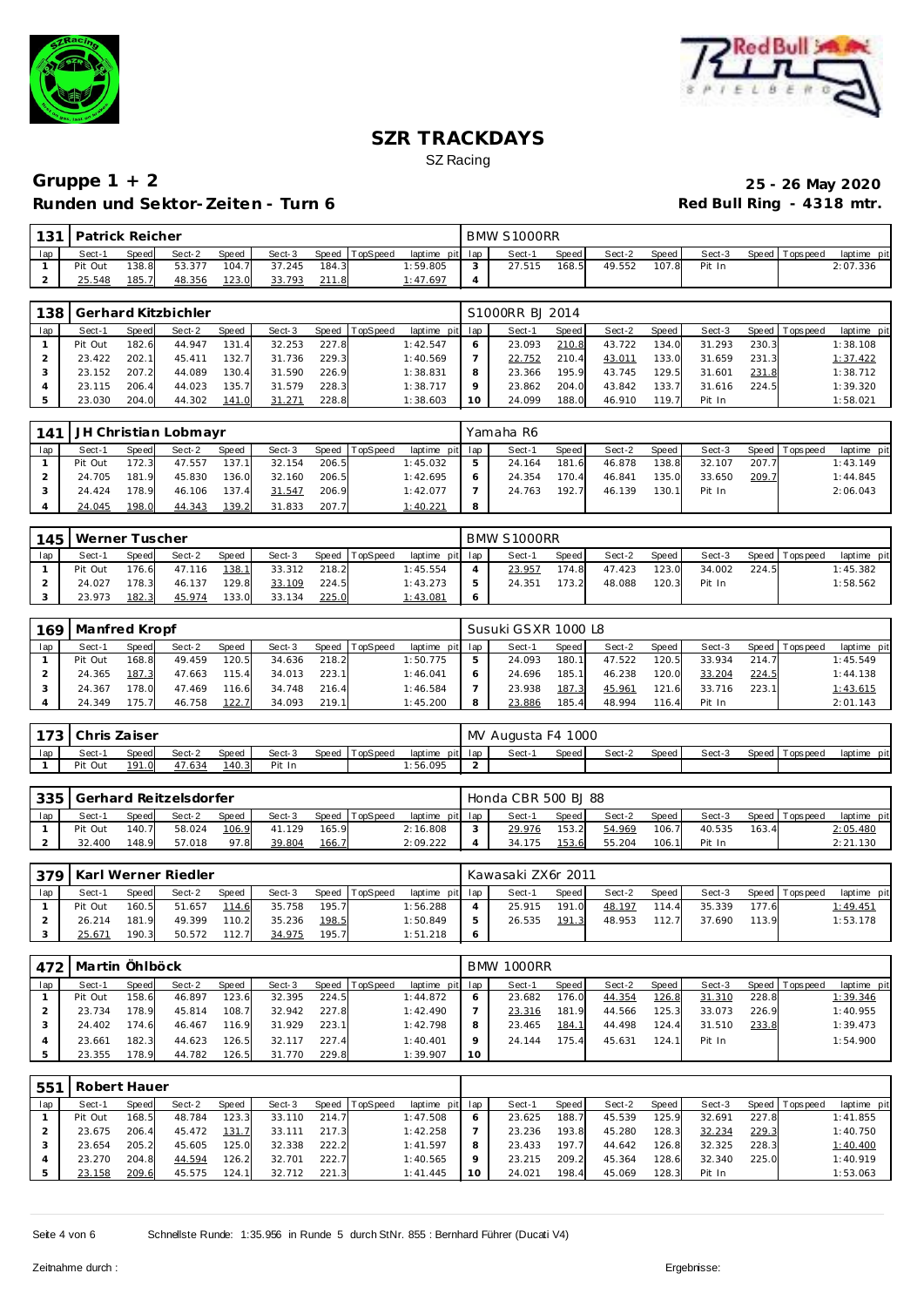# SZR TRACKDAYS

SZ Racing

## Gruppe 1 + 2

**25 - 26 May 2020**

## Runden und Sektor-Zeiten - Turn 6

**Red Bull Ring - 4318 mtr.**

| 131 | Patrick Reicher | | | | | | | | | BMW S1000RR | | | | | | | |
|---|---|---|---|---|---|---|---|---|---|---|---|---|---|---|---|---|---|
| lap | Sect-1 | Speed | Sect-2 | Speed | Sect-3 | Speed | TopSpeed | laptime pit | lap | Sect-1 | Speed | Sect-2 | Speed | Sect-3 | Speed | Topspeed | laptime pit |
| 1 | Pit Out | 138.8 | 53.377 | 104.7 | 37.245 | 184.3 | | 1:59.805 | 3 | 27.515 | 168.5 | 49.552 | 107.8 | Pit In | | | 2:07.336 |
| 2 | 25.548 | 185.7 | 48.356 | 123.0 | 33.793 | 211.8 | | 1:47.697 | 4 | | | | | | | | |

| 138 | Gerhard Kitzbichler | | | | | | | | | S1000RR BJ 2014 | | | | | | | |
|---|---|---|---|---|---|---|---|---|---|---|---|---|---|---|---|---|---|
| lap | Sect-1 | Speed | Sect-2 | Speed | Sect-3 | Speed | TopSpeed | laptime pit | lap | Sect-1 | Speed | Sect-2 | Speed | Sect-3 | Speed | Topspeed | laptime pit |
| 1 | Pit Out | 182.6 | 44.947 | 131.4 | 32.253 | 227.8 | | 1:42.547 | 6 | 23.093 | 210.8 | 43.722 | 134.0 | 31.293 | 230.3 | | 1:38.108 |
| 2 | 23.422 | 202.1 | 45.411 | 132.7 | 31.736 | 229.3 | | 1:40.569 | 7 | 22.752 | 210.4 | 43.011 | 133.0 | 31.659 | 231.3 | | 1:37.422 |
| 3 | 23.152 | 207.2 | 44.089 | 130.4 | 31.590 | 226.9 | | 1:38.831 | 8 | 23.366 | 195.9 | 43.745 | 129.5 | 31.601 | 231.8 | | 1:38.712 |
| 4 | 23.115 | 206.4 | 44.023 | 135.7 | 31.579 | 228.3 | | 1:38.717 | 9 | 23.862 | 204.0 | 43.842 | 133.7 | 31.616 | 224.5 | | 1:39.320 |
| 5 | 23.030 | 204.0 | 44.302 | 141.0 | 31.271 | 228.8 | | 1:38.603 | 10 | 24.099 | 188.0 | 46.910 | 119.7 | Pit In | | | 1:58.021 |

| 141 | JH Christian Lobmayr | | | | | | | | | Yamaha R6 | | | | | | | |
|---|---|---|---|---|---|---|---|---|---|---|---|---|---|---|---|---|---|
| lap | Sect-1 | Speed | Sect-2 | Speed | Sect-3 | Speed | TopSpeed | laptime pit | lap | Sect-1 | Speed | Sect-2 | Speed | Sect-3 | Speed | Topspeed | laptime pit |
| 1 | Pit Out | 172.3 | 47.557 | 137.1 | 32.154 | 206.5 | | 1:45.032 | 5 | 24.164 | 181.6 | 46.878 | 138.8 | 32.107 | 207.7 | | 1:43.149 |
| 2 | 24.705 | 181.9 | 45.830 | 136.0 | 32.160 | 206.5 | | 1:42.695 | 6 | 24.354 | 170.4 | 46.841 | 135.0 | 33.650 | 209.7 | | 1:44.845 |
| 3 | 24.424 | 178.9 | 46.106 | 137.4 | 31.547 | 206.9 | | 1:42.077 | 7 | 24.763 | 192.7 | 46.139 | 130.1 | Pit In | | | 2:06.043 |
| 4 | 24.045 | 198.0 | 44.343 | 139.2 | 31.833 | 207.7 | | 1:40.221 | 8 | | | | | | | | |

| 145 | Werner Tuscher | | | | | | | | | BMW S1000RR | | | | | | | |
|---|---|---|---|---|---|---|---|---|---|---|---|---|---|---|---|---|---|
| lap | Sect-1 | Speed | Sect-2 | Speed | Sect-3 | Speed | TopSpeed | laptime pit | lap | Sect-1 | Speed | Sect-2 | Speed | Sect-3 | Speed | Topspeed | laptime pit |
| 1 | Pit Out | 176.6 | 47.116 | 138.1 | 33.312 | 218.2 | | 1:45.554 | 4 | 23.957 | 174.8 | 47.423 | 123.0 | 34.002 | 224.5 | | 1:45.382 |
| 2 | 24.027 | 178.3 | 46.137 | 129.8 | 33.109 | 224.5 | | 1:43.273 | 5 | 24.351 | 173.2 | 48.088 | 120.3 | Pit In | | | 1:58.562 |
| 3 | 23.973 | 182.3 | 45.974 | 133.0 | 33.134 | 225.0 | | 1:43.081 | 6 | | | | | | | | |

| 169 | Manfred Kropf | | | | | | | | | Susuki GSXR 1000 L8 | | | | | | | |
|---|---|---|---|---|---|---|---|---|---|---|---|---|---|---|---|---|---|
| lap | Sect-1 | Speed | Sect-2 | Speed | Sect-3 | Speed | TopSpeed | laptime pit | lap | Sect-1 | Speed | Sect-2 | Speed | Sect-3 | Speed | Topspeed | laptime pit |
| 1 | Pit Out | 168.8 | 49.459 | 120.5 | 34.636 | 218.2 | | 1:50.775 | 5 | 24.093 | 180.1 | 47.522 | 120.5 | 33.934 | 214.7 | | 1:45.549 |
| 2 | 24.365 | 187.3 | 47.663 | 115.4 | 34.013 | 223.1 | | 1:46.041 | 6 | 24.696 | 185.1 | 46.238 | 120.0 | 33.204 | 224.5 | | 1:44.138 |
| 3 | 24.367 | 178.0 | 47.469 | 116.6 | 34.748 | 216.4 | | 1:46.584 | 7 | 23.938 | 187.3 | 45.961 | 121.6 | 33.716 | 223.1 | | 1:43.615 |
| 4 | 24.349 | 175.7 | 46.758 | 122.7 | 34.093 | 219.1 | | 1:45.200 | 8 | 23.886 | 185.4 | 48.994 | 116.4 | Pit In | | | 2:01.143 |

| 173 | Chris Zaiser | | | | | | | | | MV Augusta F4 1000 | | | | | | | |
|---|---|---|---|---|---|---|---|---|---|---|---|---|---|---|---|---|---|
| lap | Sect-1 | Speed | Sect-2 | Speed | Sect-3 | Speed | TopSpeed | laptime pit | lap | Sect-1 | Speed | Sect-2 | Speed | Sect-3 | Speed | Topspeed | laptime pit |
| 1 | Pit Out | 191.0 | 47.634 | 140.3 | Pit In | | | 1:56.095 | 2 | | | | | | | | |

| 335 | Gerhard Reitzelsdorfer | | | | | | | | | Honda CBR 500 BJ 88 | | | | | | | |
|---|---|---|---|---|---|---|---|---|---|---|---|---|---|---|---|---|---|
| lap | Sect-1 | Speed | Sect-2 | Speed | Sect-3 | Speed | TopSpeed | laptime pit | lap | Sect-1 | Speed | Sect-2 | Speed | Sect-3 | Speed | Topspeed | laptime pit |
| 1 | Pit Out | 140.7 | 58.024 | 106.9 | 41.129 | 165.9 | | 2:16.808 | 3 | 29.976 | 153.2 | 54.969 | 106.7 | 40.535 | 163.4 | | 2:05.480 |
| 2 | 32.400 | 148.9 | 57.018 | 97.8 | 39.804 | 166.7 | | 2:09.222 | 4 | 34.175 | 153.6 | 55.204 | 106.1 | Pit In | | | 2:21.130 |

| 379 | Karl Werner Riedler | | | | | | | | | Kawasaki ZX6r 2011 | | | | | | | |
|---|---|---|---|---|---|---|---|---|---|---|---|---|---|---|---|---|---|
| lap | Sect-1 | Speed | Sect-2 | Speed | Sect-3 | Speed | TopSpeed | laptime pit | lap | Sect-1 | Speed | Sect-2 | Speed | Sect-3 | Speed | Topspeed | laptime pit |
| 1 | Pit Out | 160.5 | 51.657 | 114.6 | 35.758 | 195.7 | | 1:56.288 | 4 | 25.915 | 191.0 | 48.197 | 114.4 | 35.339 | 177.6 | | 1:49.451 |
| 2 | 26.214 | 181.9 | 49.399 | 110.2 | 35.236 | 198.5 | | 1:50.849 | 5 | 26.535 | 191.3 | 48.953 | 112.7 | 37.690 | 113.9 | | 1:53.178 |
| 3 | 25.671 | 190.3 | 50.572 | 112.7 | 34.975 | 195.7 | | 1:51.218 | 6 | | | | | | | | |

| 472 | Martin Öhlböck | | | | | | | | | BMW 1000RR | | | | | | | |
|---|---|---|---|---|---|---|---|---|---|---|---|---|---|---|---|---|---|
| lap | Sect-1 | Speed | Sect-2 | Speed | Sect-3 | Speed | TopSpeed | laptime pit | lap | Sect-1 | Speed | Sect-2 | Speed | Sect-3 | Speed | Topspeed | laptime pit |
| 1 | Pit Out | 158.6 | 46.897 | 123.6 | 32.395 | 224.5 | | 1:44.872 | 6 | 23.682 | 176.0 | 44.354 | 126.8 | 31.310 | 228.8 | | 1:39.346 |
| 2 | 23.734 | 178.9 | 45.814 | 108.7 | 32.942 | 227.8 | | 1:42.490 | 7 | 23.316 | 181.9 | 44.566 | 125.3 | 33.073 | 226.9 | | 1:40.955 |
| 3 | 24.402 | 174.6 | 46.467 | 116.9 | 31.929 | 223.1 | | 1:42.798 | 8 | 23.465 | 184.1 | 44.498 | 124.4 | 31.510 | 233.8 | | 1:39.473 |
| 4 | 23.661 | 182.3 | 44.623 | 126.5 | 32.117 | 227.4 | | 1:40.401 | 9 | 24.144 | 175.4 | 45.631 | 124.1 | Pit In | | | 1:54.900 |
| 5 | 23.355 | 178.9 | 44.782 | 126.5 | 31.770 | 229.8 | | 1:39.907 | 10 | | | | | | | | |

| 551 | Robert Hauer | | | | | | | | | | | | | | | | |
|---|---|---|---|---|---|---|---|---|---|---|---|---|---|---|---|---|---|
| lap | Sect-1 | Speed | Sect-2 | Speed | Sect-3 | Speed | TopSpeed | laptime pit | lap | Sect-1 | Speed | Sect-2 | Speed | Sect-3 | Speed | Topspeed | laptime pit |
| 1 | Pit Out | 168.5 | 48.784 | 123.3 | 33.110 | 214.7 | | 1:47.508 | 6 | 23.625 | 188.7 | 45.539 | 125.9 | 32.691 | 227.8 | | 1:41.855 |
| 2 | 23.675 | 206.4 | 45.472 | 131.7 | 33.111 | 217.3 | | 1:42.258 | 7 | 23.236 | 193.8 | 45.280 | 128.3 | 32.234 | 229.3 | | 1:40.750 |
| 3 | 23.654 | 205.2 | 45.605 | 125.0 | 32.338 | 222.2 | | 1:41.597 | 8 | 23.433 | 197.7 | 44.642 | 126.8 | 32.325 | 228.3 | | 1:40.400 |
| 4 | 23.270 | 204.8 | 44.594 | 126.2 | 32.701 | 222.7 | | 1:40.565 | 9 | 23.215 | 209.2 | 45.364 | 128.6 | 32.340 | 225.0 | | 1:40.919 |
| 5 | 23.158 | 209.6 | 45.575 | 124.1 | 32.712 | 221.3 | | 1:41.445 | 10 | 24.021 | 198.4 | 45.069 | 128.3 | Pit In | | | 1:53.063 |

Schnellste Runde: 1:35.956 in Runde 5 durch StNr. 855 : Bernhard Führer (Ducati V4)

Zeitnahme durch :

Ergebnisse: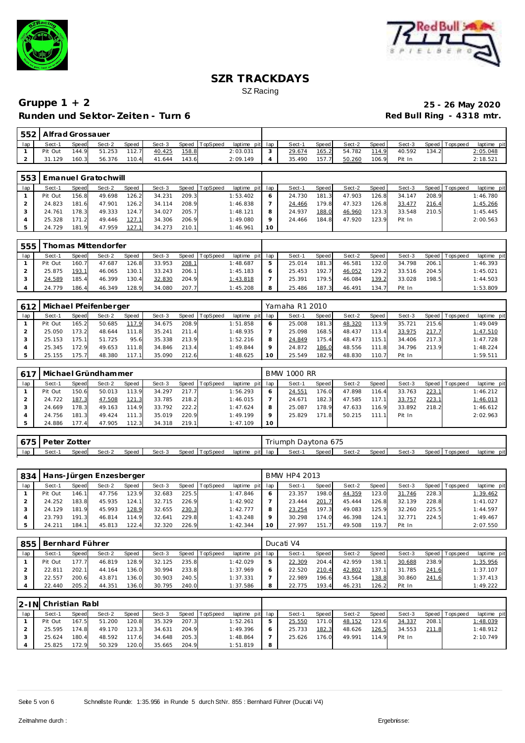# SZR TRACKDAYS

SZ Racing

## Gruppe 1 + 2

**25 - 26 May 2020**

## Runden und Sektor-Zeiten - Turn 6

**Red Bull Ring - 4318 mtr.**

| 552 | Alfrad Grossauer | | | | | | | | lap | Sect-1 | Speed | Sect-2 | Speed | Sect-3 | Speed | Topspeed | laptime pit |
|---|---|---|---|---|---|---|---|---|---|---|---|---|---|---|---|---|---|
| lap | Sect-1 | Speed | Sect-2 | Speed | Sect-3 | Speed | TopSpeed | laptime pit | | | | | | | | | |
| 1 | Pit Out | 144.9 | 51.253 | 112.7 | 40.425 | 158.8 | | 2:03.031 | 3 | 29.674 | 165.2 | 54.782 | 114.9 | 40.592 | 134.2 | | 2:05.048 |
| 2 | 31.129 | 160.3 | 56.376 | 110.4 | 41.644 | 143.6 | | 2:09.149 | 4 | 35.490 | 157.7 | 50.260 | 106.9 | Pit In | | | 2:18.521 |

| 553 | Emanuel Gratochwill | | | | | | | | lap | Sect-1 | Speed | Sect-2 | Speed | Sect-3 | Speed | Topspeed | laptime pit |
|---|---|---|---|---|---|---|---|---|---|---|---|---|---|---|---|---|---|
| lap | Sect-1 | Speed | Sect-2 | Speed | Sect-3 | Speed | TopSpeed | laptime pit | | | | | | | | | |
| 1 | Pit Out | 156.8 | 49.698 | 126.2 | 34.231 | 209.3 | | 1:53.402 | 6 | 24.730 | 181.3 | 47.903 | 126.8 | 34.147 | 208.9 | | 1:46.780 |
| 2 | 24.823 | 181.6 | 47.901 | 126.2 | 34.114 | 208.9 | | 1:46.838 | 7 | 24.466 | 179.8 | 47.323 | 126.8 | 33.477 | 216.4 | | 1:45.266 |
| 3 | 24.761 | 178.3 | 49.333 | 124.7 | 34.027 | 205.7 | | 1:48.121 | 8 | 24.937 | 188.0 | 46.960 | 123.3 | 33.548 | 210.5 | | 1:45.445 |
| 4 | 25.328 | 171.2 | 49.446 | 127.1 | 34.306 | 206.9 | | 1:49.080 | 9 | 24.466 | 184.8 | 47.920 | 123.9 | Pit In | | | 2:00.563 |
| 5 | 24.729 | 181.9 | 47.959 | 127.1 | 34.273 | 210.1 | | 1:46.961 | 10 | | | | | | | | |

| 555 | Thomas Mittendorfer | | | | | | | | lap | Sect-1 | Speed | Sect-2 | Speed | Sect-3 | Speed | Topspeed | laptime pit |
|---|---|---|---|---|---|---|---|---|---|---|---|---|---|---|---|---|---|
| lap | Sect-1 | Speed | Sect-2 | Speed | Sect-3 | Speed | TopSpeed | laptime pit | | | | | | | | | |
| 1 | Pit Out | 160.7 | 47.687 | 126.8 | 33.953 | 208.1 | | 1:48.687 | 5 | 25.014 | 181.3 | 46.581 | 132.0 | 34.798 | 206.1 | | 1:46.393 |
| 2 | 25.875 | 193.1 | 46.065 | 130.1 | 33.243 | 206.1 | | 1:45.183 | 6 | 25.453 | 192.7 | 46.052 | 129.2 | 33.516 | 204.5 | | 1:45.021 |
| 3 | 24.589 | 185.4 | 46.399 | 130.4 | 32.830 | 204.9 | | 1:43.818 | 7 | 25.391 | 179.5 | 46.084 | 139.2 | 33.028 | 198.5 | | 1:44.503 |
| 4 | 24.779 | 186.4 | 46.349 | 128.9 | 34.080 | 207.7 | | 1:45.208 | 8 | 25.486 | 187.3 | 46.491 | 134.7 | Pit In | | | 1:53.809 |

| 612 | Michael Pfeifenberger | | | | | | | | Yamaha R1 2010 | | | | | | | | |
|---|---|---|---|---|---|---|---|---|---|---|---|---|---|---|---|---|---|
| lap | Sect-1 | Speed | Sect-2 | Speed | Sect-3 | Speed | TopSpeed | laptime pit | lap | Sect-1 | Speed | Sect-2 | Speed | Sect-3 | Speed | Topspeed | laptime pit |
| 1 | Pit Out | 165.2 | 50.685 | 117.9 | 34.675 | 208.9 | | 1:51.858 | 6 | 25.008 | 181.3 | 48.320 | 113.9 | 35.721 | 215.6 | | 1:49.049 |
| 2 | 25.050 | 173.2 | 48.644 | 111.8 | 35.241 | 211.4 | | 1:48.935 | 7 | 25.098 | 168.5 | 48.437 | 113.4 | 33.975 | 217.7 | | 1:47.510 |
| 3 | 25.153 | 175.1 | 51.725 | 95.6 | 35.338 | 213.9 | | 1:52.216 | 8 | 24.849 | 175.4 | 48.473 | 115.1 | 34.406 | 217.3 | | 1:47.728 |
| 4 | 25.345 | 172.9 | 49.653 | 111.8 | 34.846 | 213.4 | | 1:49.844 | 9 | 24.872 | 186.0 | 48.556 | 111.8 | 34.796 | 213.9 | | 1:48.224 |
| 5 | 25.155 | 175.7 | 48.380 | 117.1 | 35.090 | 212.6 | | 1:48.625 | 10 | 25.549 | 182.9 | 48.830 | 110.7 | Pit In | | | 1:59.511 |

| 617 | Michael Gründhammer | | | | | | | | BMW 1000 RR | | | | | | | | |
|---|---|---|---|---|---|---|---|---|---|---|---|---|---|---|---|---|---|
| lap | Sect-1 | Speed | Sect-2 | Speed | Sect-3 | Speed | TopSpeed | laptime pit | lap | Sect-1 | Speed | Sect-2 | Speed | Sect-3 | Speed | Topspeed | laptime pit |
| 1 | Pit Out | 150.6 | 50.013 | 113.9 | 34.297 | 217.7 | | 1:56.293 | 6 | 24.551 | 176.0 | 47.898 | 116.4 | 33.763 | 223.1 | | 1:46.212 |
| 2 | 24.722 | 187.3 | 47.508 | 121.3 | 33.785 | 218.2 | | 1:46.015 | 7 | 24.671 | 182.3 | 47.585 | 117.1 | 33.757 | 223.1 | | 1:46.013 |
| 3 | 24.669 | 178.3 | 49.163 | 114.9 | 33.792 | 222.2 | | 1:47.624 | 8 | 25.087 | 178.9 | 47.633 | 116.9 | 33.892 | 218.2 | | 1:46.612 |
| 4 | 24.756 | 181.3 | 49.424 | 111.3 | 35.019 | 220.9 | | 1:49.199 | 9 | 25.829 | 171.8 | 50.215 | 111.1 | Pit In | | | 2:02.963 |
| 5 | 24.886 | 177.4 | 47.905 | 112.3 | 34.318 | 219.1 | | 1:47.109 | 10 | | | | | | | | |

| 675 | Peter Zotter | | | | | | | | Triumph Daytona 675 | | | | | | | | |
|---|---|---|---|---|---|---|---|---|---|---|---|---|---|---|---|---|---|
| lap | Sect-1 | Speed | Sect-2 | Speed | Sect-3 | Speed | TopSpeed | laptime pit | lap | Sect-1 | Speed | Sect-2 | Speed | Sect-3 | Speed | Topspeed | laptime pit |

| 834 | Hans-Jürgen Enzesberger | | | | | | | | BMW HP4 2013 | | | | | | | | |
|---|---|---|---|---|---|---|---|---|---|---|---|---|---|---|---|---|---|
| lap | Sect-1 | Speed | Sect-2 | Speed | Sect-3 | Speed | TopSpeed | laptime pit | lap | Sect-1 | Speed | Sect-2 | Speed | Sect-3 | Speed | Topspeed | laptime pit |
| 1 | Pit Out | 146.1 | 47.756 | 123.9 | 32.683 | 225.5 | | 1:47.846 | 6 | 23.357 | 198.0 | 44.359 | 123.0 | 31.746 | 228.3 | | 1:39.462 |
| 2 | 24.252 | 183.8 | 45.935 | 124.1 | 32.715 | 226.9 | | 1:42.902 | 7 | 23.444 | 201.7 | 45.444 | 126.8 | 32.139 | 228.8 | | 1:41.027 |
| 3 | 24.129 | 181.9 | 45.993 | 128.9 | 32.655 | 230.3 | | 1:42.777 | 8 | 23.254 | 197.3 | 49.083 | 125.9 | 32.260 | 225.5 | | 1:44.597 |
| 4 | 23.793 | 191.3 | 46.814 | 114.9 | 32.641 | 229.8 | | 1:43.248 | 9 | 30.298 | 174.0 | 46.398 | 124.1 | 32.771 | 224.5 | | 1:49.467 |
| 5 | 24.211 | 184.1 | 45.813 | 122.4 | 32.320 | 226.9 | | 1:42.344 | 10 | 27.997 | 151.7 | 49.508 | 119.7 | Pit In | | | 2:07.550 |

| 855 | Bernhard Führer | | | | | | | | Ducati V4 | | | | | | | | |
|---|---|---|---|---|---|---|---|---|---|---|---|---|---|---|---|---|---|
| lap | Sect-1 | Speed | Sect-2 | Speed | Sect-3 | Speed | TopSpeed | laptime pit | lap | Sect-1 | Speed | Sect-2 | Speed | Sect-3 | Speed | Topspeed | laptime pit |
| 1 | Pit Out | 177.7 | 46.819 | 128.9 | 32.125 | 235.8 | | 1:42.029 | 5 | 22.309 | 204.4 | 42.959 | 138.1 | 30.688 | 238.9 | | 1:35.956 |
| 2 | 22.811 | 202.1 | 44.164 | 136.0 | 30.994 | 233.8 | | 1:37.969 | 6 | 22.520 | 210.4 | 42.802 | 137.1 | 31.785 | 241.6 | | 1:37.107 |
| 3 | 22.557 | 200.6 | 43.871 | 136.0 | 30.903 | 240.5 | | 1:37.331 | 7 | 22.989 | 196.6 | 43.564 | 138.8 | 30.860 | 241.6 | | 1:37.413 |
| 4 | 22.440 | 205.2 | 44.351 | 136.0 | 30.795 | 240.0 | | 1:37.586 | 8 | 22.775 | 193.4 | 46.231 | 126.2 | Pit In | | | 1:49.222 |

| 2-IN | Christian Rabl | | | | | | | | lap | Sect-1 | Speed | Sect-2 | Speed | Sect-3 | Speed | Topspeed | laptime pit |
|---|---|---|---|---|---|---|---|---|---|---|---|---|---|---|---|---|---|
| lap | Sect-1 | Speed | Sect-2 | Speed | Sect-3 | Speed | TopSpeed | laptime pit | | | | | | | | | |
| 1 | Pit Out | 167.5 | 51.200 | 120.8 | 35.329 | 207.3 | | 1:52.261 | 5 | 25.550 | 171.0 | 48.152 | 123.6 | 34.337 | 208.1 | | 1:48.039 |
| 2 | 25.595 | 174.8 | 49.170 | 123.3 | 34.631 | 204.9 | | 1:49.396 | 6 | 25.733 | 182.3 | 48.626 | 126.5 | 34.553 | 211.8 | | 1:48.912 |
| 3 | 25.624 | 180.4 | 48.592 | 117.6 | 34.648 | 205.3 | | 1:48.864 | 7 | 25.626 | 176.0 | 49.991 | 114.9 | Pit In | | | 2:10.749 |
| 4 | 25.825 | 172.9 | 50.329 | 120.0 | 35.665 | 204.9 | | 1:51.819 | 8 | | | | | | | | |

Schnellste Runde: 1:35.956 in Runde 5 durch StNr. 855 : Bernhard Führer (Ducati V4)

Zeitnahme durch : Ergebnisse: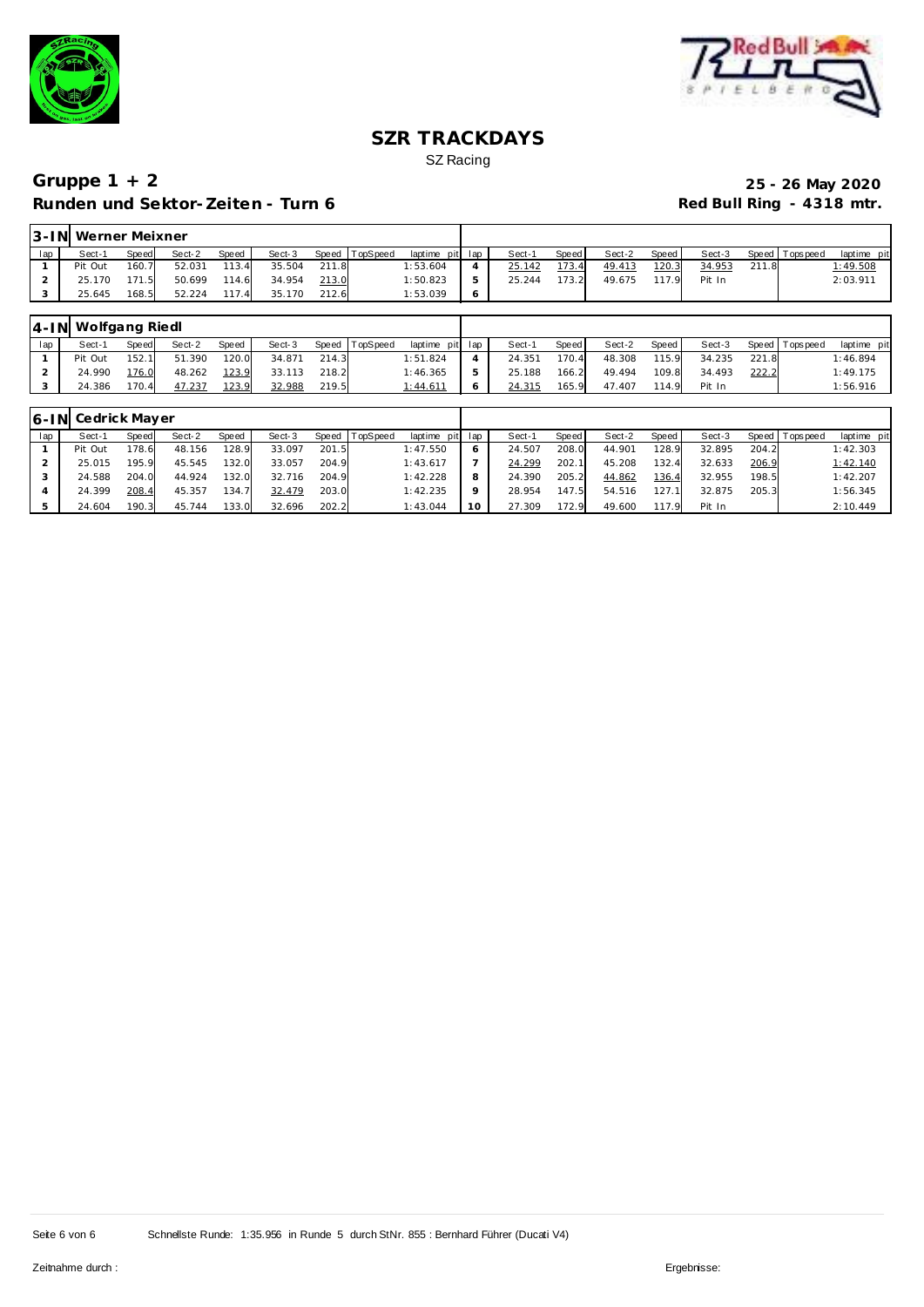# SZR TRACKDAYS

SZ Racing

## Gruppe 1 + 2

**25 - 26 May 2020**

## Runden und Sektor-Zeiten - Turn 6

**Red Bull Ring - 4318 mtr.**

### 3-IN Werner Meixner

| lap | Sect-1 | Speed | Sect-2 | Speed | Sect-3 | Speed | TopSpeed | laptime pit | lap | Sect-1 | Speed | Sect-2 | Speed | Sect-3 | Speed | Topspeed | laptime pit |
|---|---|---|---|---|---|---|---|---|---|---|---|---|---|---|---|---|---|
| 1 | Pit Out | 160.7 | 52.031 | 113.4 | 35.504 | 211.8 | | 1:53.604 | 4 | 25.142 | 173.4 | 49.413 | 120.3 | 34.953 | 211.8 | | 1:49.508 |
| 2 | 25.170 | 171.5 | 50.699 | 114.6 | 34.954 | 213.0 | | 1:50.823 | 5 | 25.244 | 173.2 | 49.675 | 117.9 | Pit In | | | 2:03.911 |
| 3 | 25.645 | 168.5 | 52.224 | 117.4 | 35.170 | 212.6 | | 1:53.039 | 6 | | | | | | | | |

### 4-IN Wolfgang Riedl

| lap | Sect-1 | Speed | Sect-2 | Speed | Sect-3 | Speed | TopSpeed | laptime pit | lap | Sect-1 | Speed | Sect-2 | Speed | Sect-3 | Speed | Topspeed | laptime pit |
|---|---|---|---|---|---|---|---|---|---|---|---|---|---|---|---|---|---|
| 1 | Pit Out | 152.1 | 51.390 | 120.0 | 34.871 | 214.3 | | 1:51.824 | 4 | 24.351 | 170.4 | 48.308 | 115.9 | 34.235 | 221.8 | | 1:46.894 |
| 2 | 24.990 | 176.0 | 48.262 | 123.9 | 33.113 | 218.2 | | 1:46.365 | 5 | 25.188 | 166.2 | 49.494 | 109.8 | 34.493 | 222.2 | | 1:49.175 |
| 3 | 24.386 | 170.4 | 47.237 | 123.9 | 32.988 | 219.5 | | 1:44.611 | 6 | 24.315 | 165.9 | 47.407 | 114.9 | Pit In | | | 1:56.916 |

### 6-IN Cedrick Mayer

| lap | Sect-1 | Speed | Sect-2 | Speed | Sect-3 | Speed | TopSpeed | laptime pit | lap | Sect-1 | Speed | Sect-2 | Speed | Sect-3 | Speed | Topspeed | laptime pit |
|---|---|---|---|---|---|---|---|---|---|---|---|---|---|---|---|---|---|
| 1 | Pit Out | 178.6 | 48.156 | 128.9 | 33.097 | 201.5 | | 1:47.550 | 6 | 24.507 | 208.0 | 44.901 | 128.9 | 32.895 | 204.2 | | 1:42.303 |
| 2 | 25.015 | 195.9 | 45.545 | 132.0 | 33.057 | 204.9 | | 1:43.617 | 7 | 24.299 | 202.1 | 45.208 | 132.4 | 32.633 | 206.9 | | 1:42.140 |
| 3 | 24.588 | 204.0 | 44.924 | 132.0 | 32.716 | 204.9 | | 1:42.228 | 8 | 24.390 | 205.2 | 44.862 | 136.4 | 32.955 | 198.5 | | 1:42.207 |
| 4 | 24.399 | 208.4 | 45.357 | 134.7 | 32.479 | 203.0 | | 1:42.235 | 9 | 28.954 | 147.5 | 54.516 | 127.1 | 32.875 | 205.3 | | 1:56.345 |
| 5 | 24.604 | 190.3 | 45.744 | 133.0 | 32.696 | 202.2 | | 1:43.044 | 10 | 27.309 | 172.9 | 49.600 | 117.9 | Pit In | | | 2:10.449 |

Schnellste Runde: 1:35.956 in Runde 5 durch StNr. 855 : Bernhard Führer (Ducati V4)

Zeitnahme durch :

Ergebnisse: